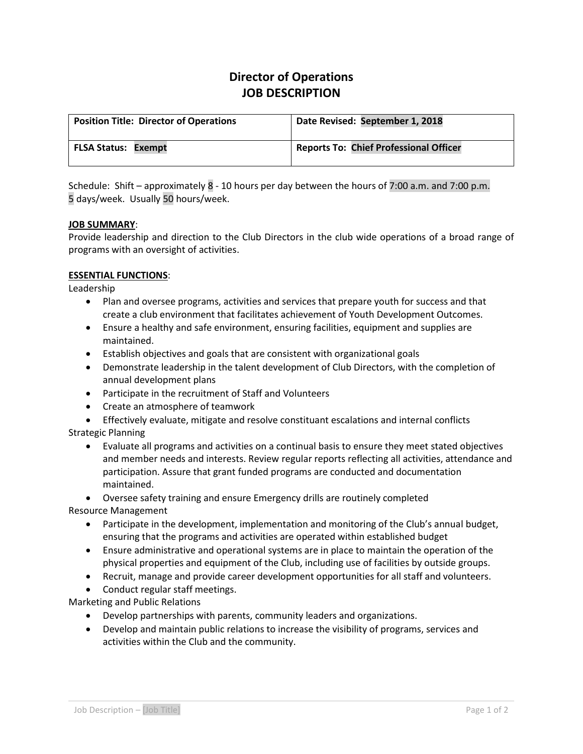# Director of Operations
# JOB DESCRIPTION

| **Position Title: Director of Operations** | **Date Revised: September 1, 2018** |
|---|---|
| **FLSA Status: Exempt** | **Reports To: Chief Professional Officer** |

Schedule: Shift – approximately 8 - 10 hours per day between the hours of 7:00 a.m. and 7:00 p.m. 5 days/week. Usually 50 hours/week.

**JOB SUMMARY**:
Provide leadership and direction to the Club Directors in the club wide operations of a broad range of programs with an oversight of activities.

**ESSENTIAL FUNCTIONS**:

Leadership

- Plan and oversee programs, activities and services that prepare youth for success and that create a club environment that facilitates achievement of Youth Development Outcomes.
- Ensure a healthy and safe environment, ensuring facilities, equipment and supplies are maintained.
- Establish objectives and goals that are consistent with organizational goals
- Demonstrate leadership in the talent development of Club Directors, with the completion of annual development plans
- Participate in the recruitment of Staff and Volunteers
- Create an atmosphere of teamwork
- Effectively evaluate, mitigate and resolve constituant escalations and internal conflicts

Strategic Planning

- Evaluate all programs and activities on a continual basis to ensure they meet stated objectives and member needs and interests. Review regular reports reflecting all activities, attendance and participation. Assure that grant funded programs are conducted and documentation maintained.
- Oversee safety training and ensure Emergency drills are routinely completed

Resource Management

- Participate in the development, implementation and monitoring of the Club's annual budget, ensuring that the programs and activities are operated within established budget
- Ensure administrative and operational systems are in place to maintain the operation of the physical properties and equipment of the Club, including use of facilities by outside groups.
- Recruit, manage and provide career development opportunities for all staff and volunteers.
- Conduct regular staff meetings.

Marketing and Public Relations

- Develop partnerships with parents, community leaders and organizations.
- Develop and maintain public relations to increase the visibility of programs, services and activities within the Club and the community.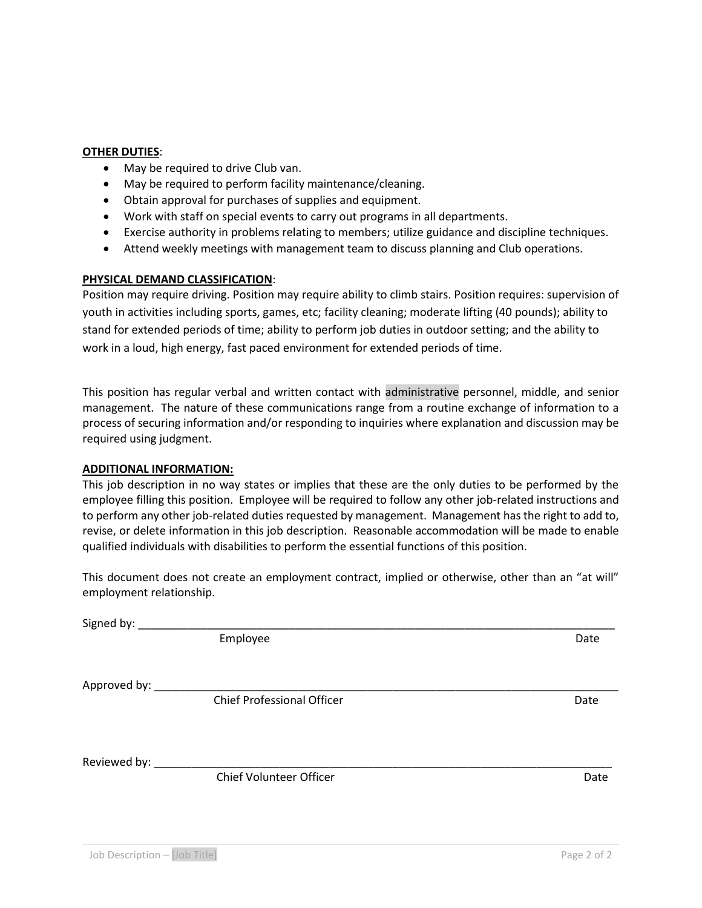**OTHER DUTIES**:

- May be required to drive Club van.
- May be required to perform facility maintenance/cleaning.
- Obtain approval for purchases of supplies and equipment.
- Work with staff on special events to carry out programs in all departments.
- Exercise authority in problems relating to members; utilize guidance and discipline techniques.
- Attend weekly meetings with management team to discuss planning and Club operations.

**PHYSICAL DEMAND CLASSIFICATION**:
Position may require driving. Position may require ability to climb stairs. Position requires: supervision of youth in activities including sports, games, etc; facility cleaning; moderate lifting (40 pounds); ability to stand for extended periods of time; ability to perform job duties in outdoor setting; and the ability to work in a loud, high energy, fast paced environment for extended periods of time.

This position has regular verbal and written contact with administrative personnel, middle, and senior management. The nature of these communications range from a routine exchange of information to a process of securing information and/or responding to inquiries where explanation and discussion may be required using judgment.

**ADDITIONAL INFORMATION:**
This job description in no way states or implies that these are the only duties to be performed by the employee filling this position. Employee will be required to follow any other job-related instructions and to perform any other job-related duties requested by management. Management has the right to add to, revise, or delete information in this job description. Reasonable accommodation will be made to enable qualified individuals with disabilities to perform the essential functions of this position.

This document does not create an employment contract, implied or otherwise, other than an "at will" employment relationship.

Signed by: ______________________________________________________________________________
Employee Date

Approved by: ____________________________________________________________________________
Chief Professional Officer Date

Reviewed by: ____________________________________________________________________________
Chief Volunteer Officer Date